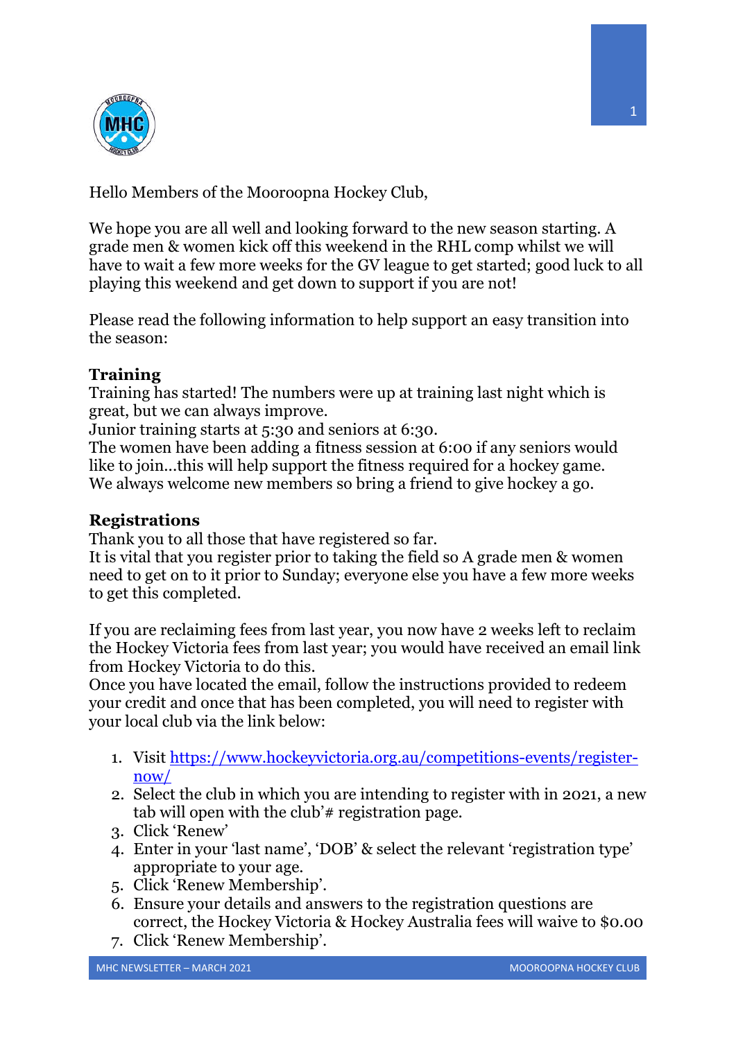Hello Members of the Mooroopna Hockey Club,

We hope you are all well and looking forward to the new season starting. A grade men & women kick off this weekend in the RHL comp whilst we will have to wait a few more weeks for the GV league to get started; good luck to all playing this weekend and get down to support if you are not!

Please read the following information to help support an easy transition into the season:

## Training

Training has started! The numbers were up at training last night which is great, but we can always improve.
Junior training starts at 5:30 and seniors at 6:30.
The women have been adding a fitness session at 6:00 if any seniors would like to join…this will help support the fitness required for a hockey game.
We always welcome new members so bring a friend to give hockey a go.

## Registrations

Thank you to all those that have registered so far.
It is vital that you register prior to taking the field so A grade men & women need to get on to it prior to Sunday; everyone else you have a few more weeks to get this completed.

If you are reclaiming fees from last year, you now have 2 weeks left to reclaim the Hockey Victoria fees from last year; you would have received an email link from Hockey Victoria to do this.
Once you have located the email, follow the instructions provided to redeem your credit and once that has been completed, you will need to register with your local club via the link below:

1. Visit https://www.hockeyvictoria.org.au/competitions-events/register-now/
2. Select the club in which you are intending to register with in 2021, a new tab will open with the club'# registration page.
3. Click 'Renew'
4. Enter in your 'last name', 'DOB' & select the relevant 'registration type' appropriate to your age.
5. Click 'Renew Membership'.
6. Ensure your details and answers to the registration questions are correct, the Hockey Victoria & Hockey Australia fees will waive to $0.00
7. Click 'Renew Membership'.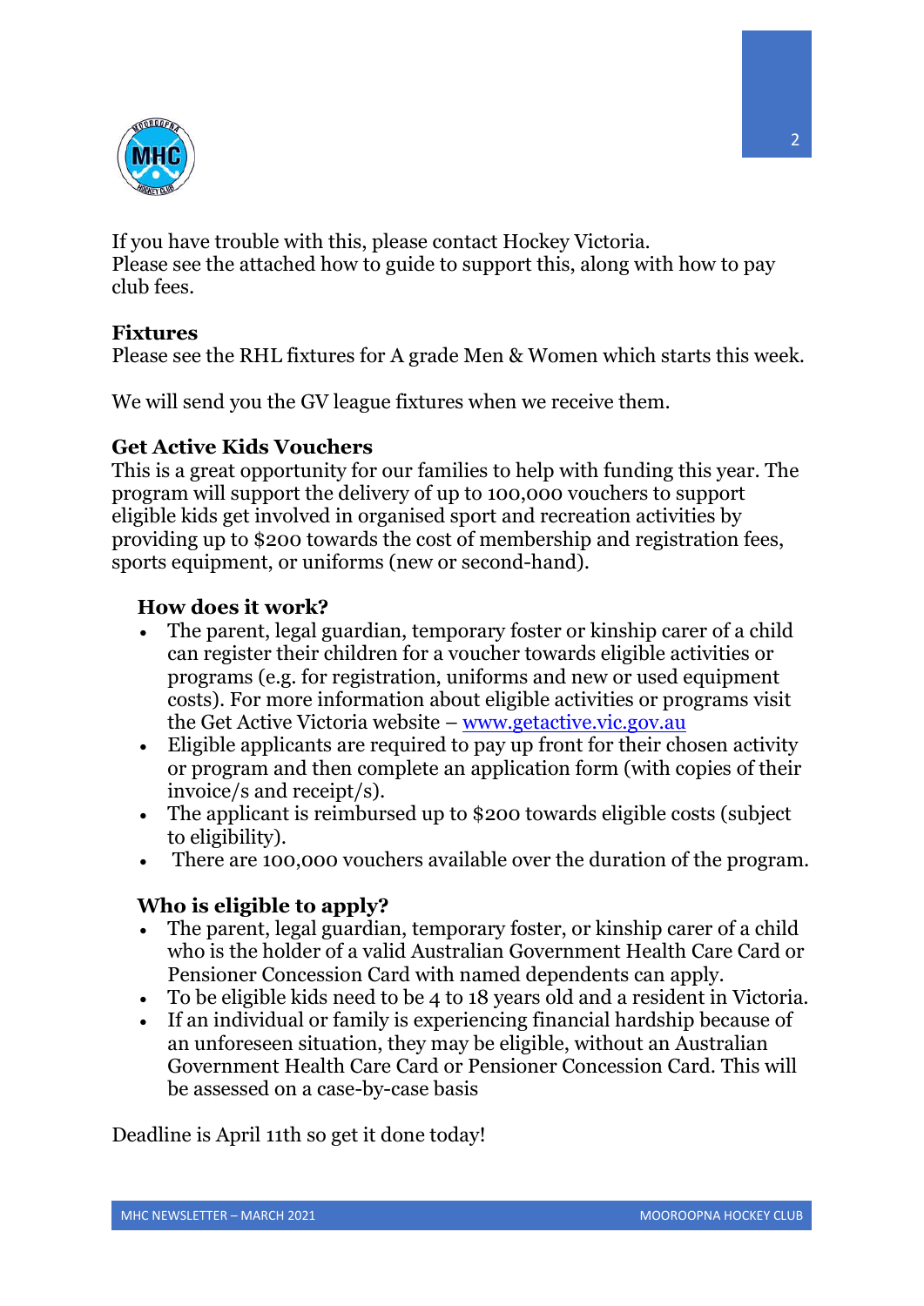If you have trouble with this, please contact Hockey Victoria.
Please see the attached how to guide to support this, along with how to pay club fees.

## Fixtures

Please see the RHL fixtures for A grade Men & Women which starts this week.

We will send you the GV league fixtures when we receive them.

## Get Active Kids Vouchers

This is a great opportunity for our families to help with funding this year. The program will support the delivery of up to 100,000 vouchers to support eligible kids get involved in organised sport and recreation activities by providing up to $200 towards the cost of membership and registration fees, sports equipment, or uniforms (new or second-hand).

### How does it work?

- The parent, legal guardian, temporary foster or kinship carer of a child can register their children for a voucher towards eligible activities or programs (e.g. for registration, uniforms and new or used equipment costs). For more information about eligible activities or programs visit the Get Active Victoria website – [www.getactive.vic.gov.au](http://www.getactive.vic.gov.au)
- Eligible applicants are required to pay up front for their chosen activity or program and then complete an application form (with copies of their invoice/s and receipt/s).
- The applicant is reimbursed up to $200 towards eligible costs (subject to eligibility).
- There are 100,000 vouchers available over the duration of the program.

### Who is eligible to apply?

- The parent, legal guardian, temporary foster, or kinship carer of a child who is the holder of a valid Australian Government Health Care Card or Pensioner Concession Card with named dependents can apply.
- To be eligible kids need to be 4 to 18 years old and a resident in Victoria.
- If an individual or family is experiencing financial hardship because of an unforeseen situation, they may be eligible, without an Australian Government Health Care Card or Pensioner Concession Card. This will be assessed on a case-by-case basis

Deadline is April 11th so get it done today!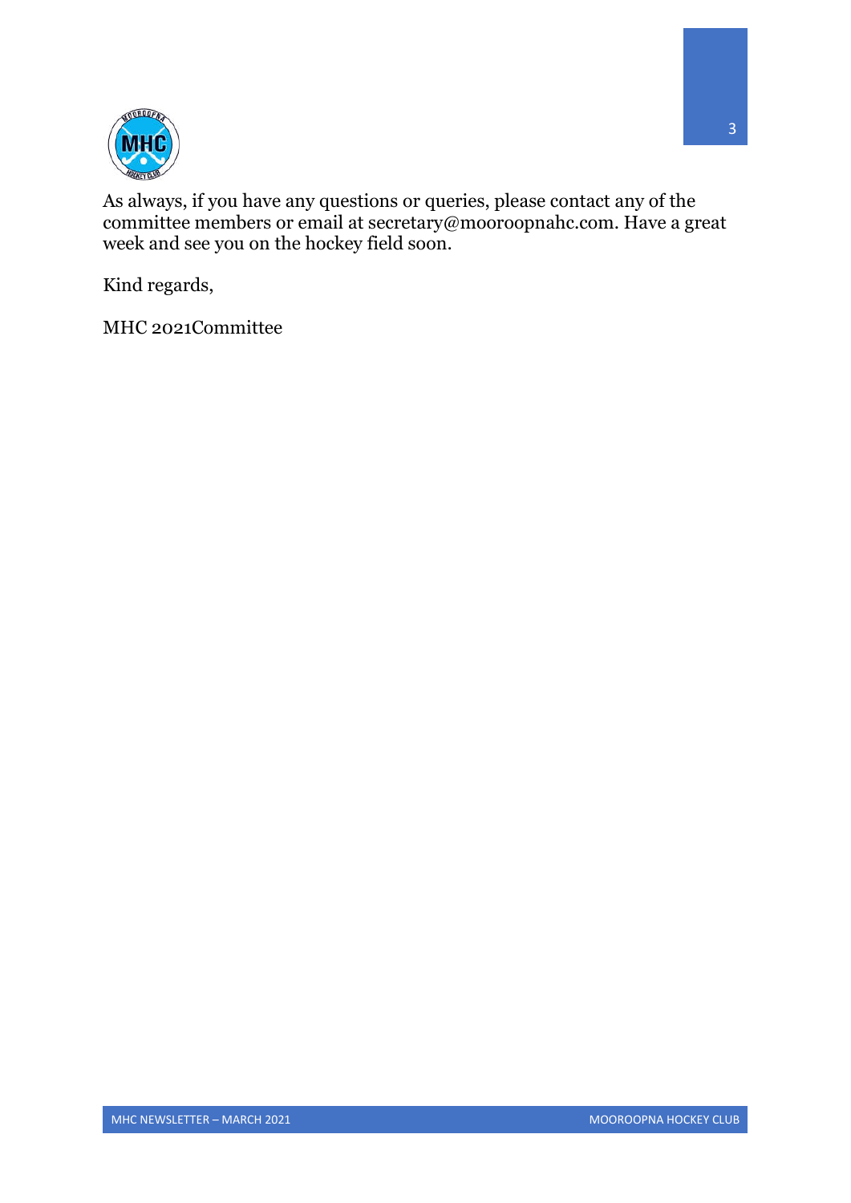As always, if you have any questions or queries, please contact any of the committee members or email at secretary@mooroopnahc.com. Have a great week and see you on the hockey field soon.

Kind regards,

MHC 2021Committee